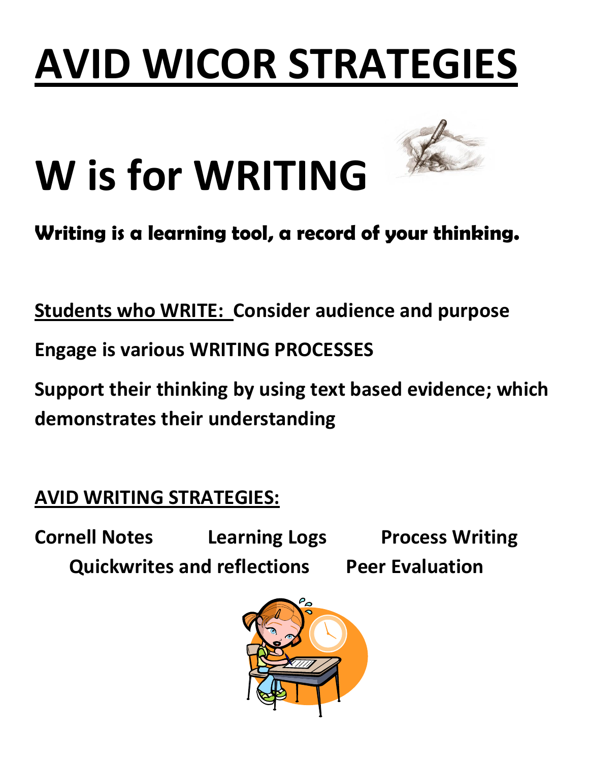# AVID WICOR STRATEGIES

# W is for WRITING

**Writing is a learning tool, a record of your thinking.**

**Students who WRITE: Consider audience and purpose**

**Engage is various WRITING PROCESSES**

**Support their thinking by using text based evidence; which demonstrates their understanding**

**AVID WRITING STRATEGIES:**

**Cornell Notes Learning Logs Process Writing Quickwrites and reflections Peer Evaluation**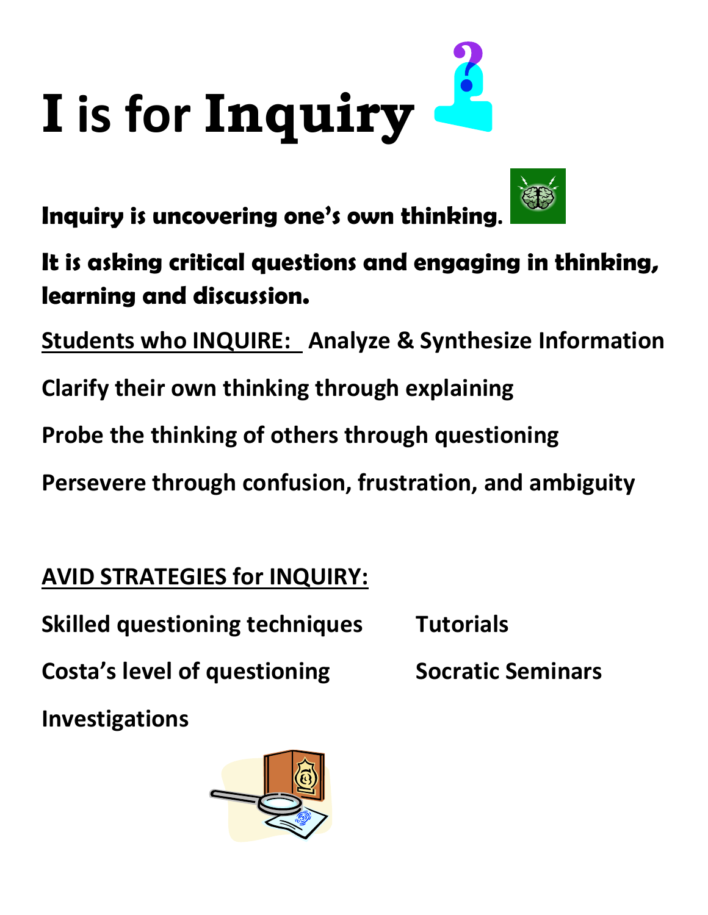# I is for Inquiry

**Inquiry is uncovering one's own thinking.**

**It is asking critical questions and engaging in thinking, learning and discussion.**

**Students who INQUIRE:** **Analyze & Synthesize Information**

**Clarify their own thinking through explaining**

**Probe the thinking of others through questioning**

**Persevere through confusion, frustration, and ambiguity**

## AVID STRATEGIES for INQUIRY:

**Skilled questioning techniques**

**Costa's level of questioning**

**Investigations**

**Tutorials**

**Socratic Seminars**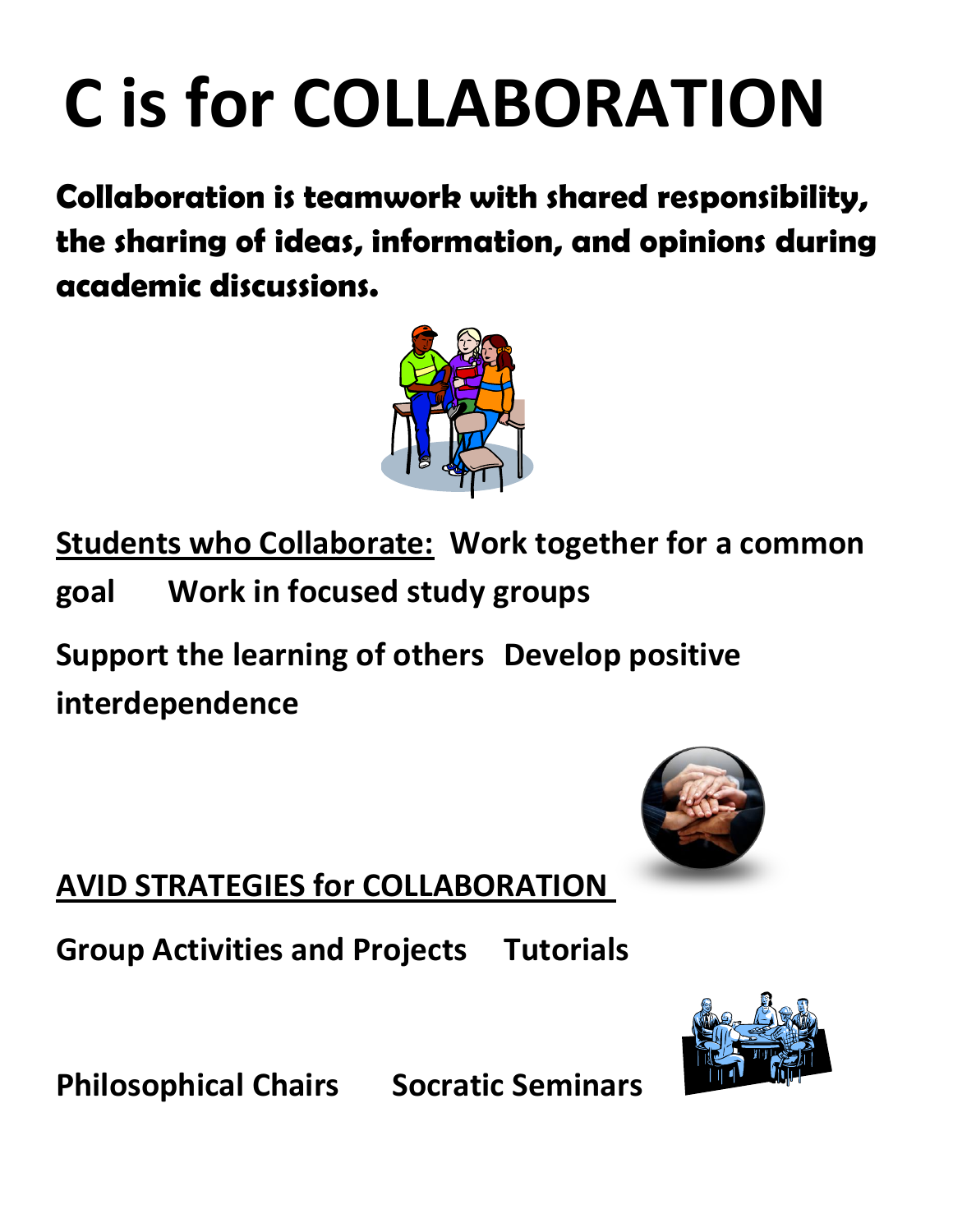# C is for COLLABORATION

**Collaboration is teamwork with shared responsibility, the sharing of ideas, information, and opinions during academic discussions.**

**Students who Collaborate:** **Work together for a common goal** **Work in focused study groups**

**Support the learning of others** **Develop positive interdependence**

## AVID STRATEGIES for COLLABORATION

**Group Activities and Projects** **Tutorials**

**Philosophical Chairs** **Socratic Seminars**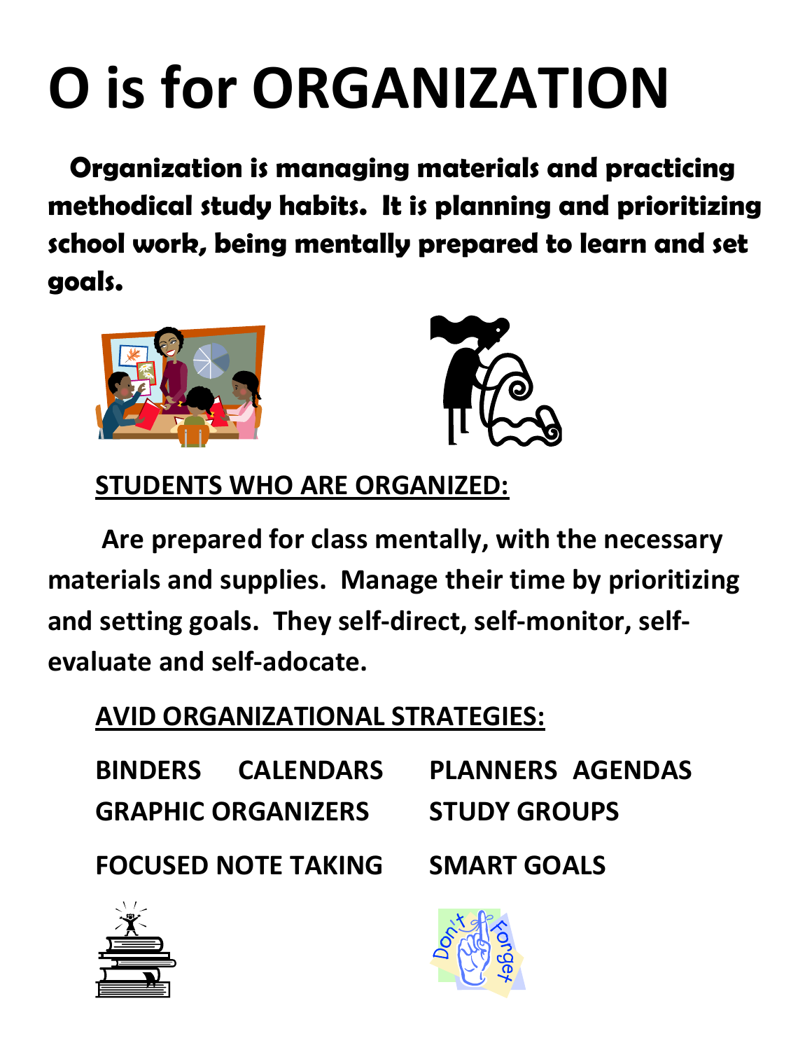# O is for ORGANIZATION

**Organization is managing materials and practicing methodical study habits. It is planning and prioritizing school work, being mentally prepared to learn and set goals.**

## STUDENTS WHO ARE ORGANIZED:

**Are prepared for class mentally, with the necessary materials and supplies. Manage their time by prioritizing and setting goals. They self-direct, self-monitor, self-evaluate and self-adocate.**

## AVID ORGANIZATIONAL STRATEGIES:

**BINDERS CALENDARS PLANNERS AGENDAS**
**GRAPHIC ORGANIZERS STUDY GROUPS**

**FOCUSED NOTE TAKING SMART GOALS**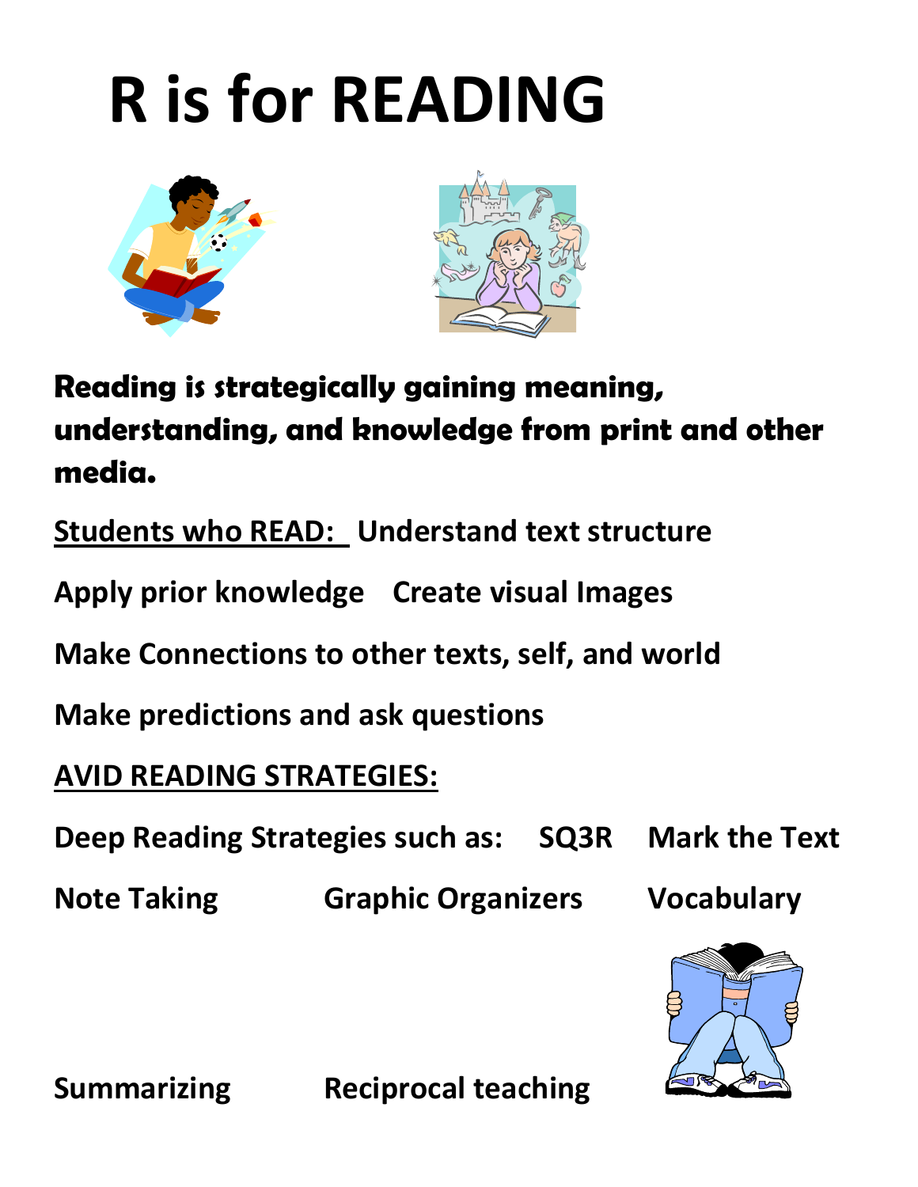# R is for READING

**Reading is strategically gaining meaning, understanding, and knowledge from print and other media.**

**<u>Students who READ:</u> Understand text structure**

**Apply prior knowledge    Create visual Images**

**Make Connections to other texts, self, and world**

**Make predictions and ask questions**

**<u>AVID READING STRATEGIES:</u>**

**Deep Reading Strategies such as:    SQ3R    Mark the Text**

**Note Taking    Graphic Organizers    Vocabulary**

**Summarizing    Reciprocal teaching**